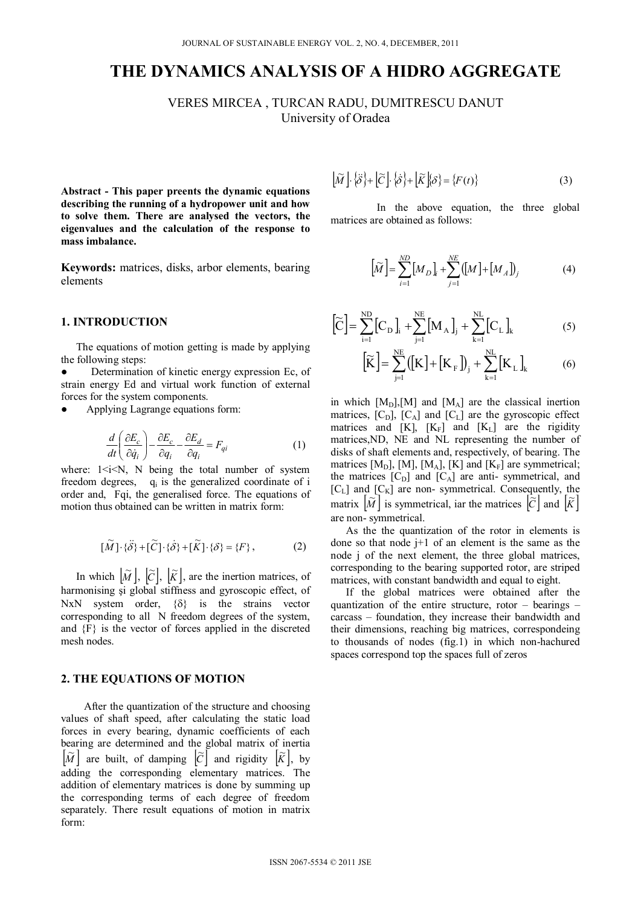# THE DYNAMICS ANALYSIS OF A HIDRO AGGREGATE

VERES MIRCEA , TURCAN RADU, DUMITRESCU DANUT
University of Oradea

**Abstract - This paper preents the dynamic equations describing the running of a hydropower unit and how to solve them. There are analysed the vectors, the eigenvalues and the calculation of the response to mass imbalance.**

**Keywords:** matrices, disks, arbor elements, bearing elements

## 1. INTRODUCTION

The equations of motion getting is made by applying the following steps:

- Determination of kinetic energy expression Ec, of strain energy Ed and virtual work function of external forces for the system components.
- Applying Lagrange equations form:

$$\frac{d}{dt}\left(\frac{\partial E_c}{\partial \dot{q}_i}\right) - \frac{\partial E_c}{\partial q_i} - \frac{\partial E_d}{\partial q_i} = F_{qi} \tag{1}$$

where: $1<i<N$, N being the total number of system freedom degrees, $q_i$ is the generalized coordinate of i order and, Fqi, the generalised force. The equations of motion thus obtained can be written in matrix form:

$$[\widetilde{M}]\cdot\{\ddot{\delta}\} + [\widetilde{C}]\cdot\{\dot{\delta}\} + [\widetilde{K}]\cdot\{\delta\} = \{F\}, \tag{2}$$

In which $\left[\widetilde{M}\right]$, $\left[\widetilde{C}\right]$, $\left[\widetilde{K}\right]$, are the inertion matrices, of harmonising şi global stiffness and gyroscopic effect, of NxN system order, {δ} is the strains vector corresponding to all N freedom degrees of the system, and {F} is the vector of forces applied in the discreted mesh nodes.

## 2. THE EQUATIONS OF MOTION

After the quantization of the structure and choosing values of shaft speed, after calculating the static load forces in every bearing, dynamic coefficients of each bearing are determined and the global matrix of inertia $\left[\widetilde{M}\right]$ are built, of damping $\left[\widetilde{C}\right]$ and rigidity $\left[\widetilde{K}\right]$, by adding the corresponding elementary matrices. The addition of elementary matrices is done by summing up the corresponding terms of each degree of freedom separately. There result equations of motion in matrix form:

$$\left[\widetilde{M}\right]\cdot\{\ddot{\delta}\} + \left[\widetilde{C}\right]\cdot\{\dot{\delta}\} + \left[\widetilde{K}\right]\{\delta\} = \{F(t)\} \tag{3}$$

In the above equation, the three global matrices are obtained as follows:

$$\left[\widetilde{M}\right] = \sum_{i=1}^{ND}[M_D]_i + \sum_{j=1}^{NE}([M]+[M_A])_j \tag{4}$$

$$\left[\widetilde{C}\right] = \sum_{i=1}^{ND}[C_D]_i + \sum_{j=1}^{NE}[M_A]_j + \sum_{k=1}^{NL}[C_L]_k \tag{5}$$

$$\left[\widetilde{K}\right] = \sum_{j=1}^{NE}([K]+[K_F])_j + \sum_{k=1}^{NL}[K_L]_k \tag{6}$$

in which $[M_D]$,[M] and $[M_A]$ are the classical inertion matrices, $[C_D]$, $[C_A]$ and $[C_L]$ are the gyroscopic effect matrices and [K], $[K_F]$ and $[K_L]$ are the rigidity matrices,ND, NE and NL representing the number of disks of shaft elements and, respectively, of bearing. The matrices $[M_D]$, [M], $[M_A]$, [K] and $[K_F]$ are symmetrical; the matrices $[C_D]$ and $[C_A]$ are anti- symmetrical, and $[C_L]$ and $[C_K]$ are non- symmetrical. Consequently, the matrix $\left[\widetilde{M}\right]$ is symmetrical, iar the matrices $\left[\widetilde{C}\right]$ and $\left[\widetilde{K}\right]$ are non- symmetrical.

As the the quantization of the rotor in elements is done so that node j+1 of an element is the same as the node j of the next element, the three global matrices, corresponding to the bearing supported rotor, are striped matrices, with constant bandwidth and equal to eight.

If the global matrices were obtained after the quantization of the entire structure, rotor – bearings – carcass – foundation, they increase their bandwidth and their dimensions, reaching big matrices, correspondeing to thousands of nodes (fig.1) in which non-hachured spaces correspond top the spaces full of zeros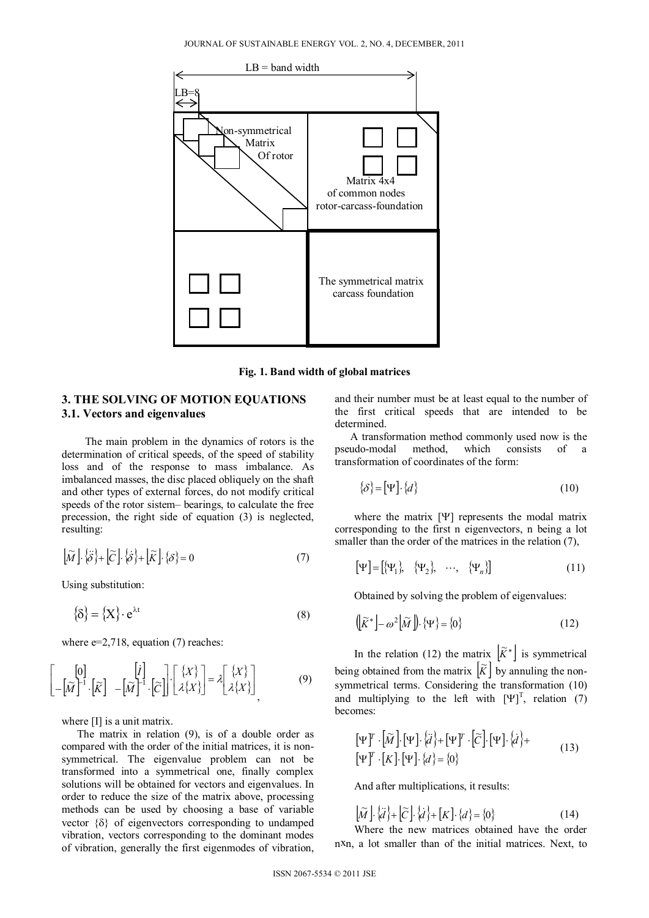LB = band width

LB=8

Non-symmetrical Matrix Of rotor

Matrix 4x4 of common nodes rotor-carcass-foundation

The symmetrical matrix carcass foundation

**Fig. 1. Band width of global matrices**

## 3. THE SOLVING OF MOTION EQUATIONS

### 3.1. Vectors and eigenvalues

The main problem in the dynamics of rotors is the determination of critical speeds, of the speed of stability loss and of the response to mass imbalance. As imbalanced masses, the disc placed obliquely on the shaft and other types of external forces, do not modify critical speeds of the rotor sistem– bearings, to calculate the free precession, the right side of equation (3) is neglected, resulting:

$$\left[\widetilde{M}\right]\cdot\{\ddot{\delta}\}+\left[\widetilde{C}\right]\cdot\{\dot{\delta}\}+\left[\widetilde{K}\right]\cdot\{\delta\}=0 \tag{7}$$

Using substitution:

$$\{\delta\}=\{X\}\cdot e^{\lambda t} \tag{8}$$

where e=2,718, equation (7) reaches:

$$\begin{bmatrix} [0] & [I] \\ -\left[\widetilde{M}\right]^{-1}\cdot\left[\widetilde{K}\right] & -\left[\widetilde{M}\right]^{-1}\cdot\left[\widetilde{C}\right]\end{bmatrix}\cdot\begin{bmatrix}\{X\}\\ \lambda\{X\}\end{bmatrix}=\lambda\begin{bmatrix}\{X\}\\ \lambda\{X\}\end{bmatrix}, \tag{9}$$

where [I] is a unit matrix.

The matrix in relation (9), is of a double order as compared with the order of the initial matrices, it is non-symmetrical. The eigenvalue problem can not be transformed into a symmetrical one, finally complex solutions will be obtained for vectors and eigenvalues. In order to reduce the size of the matrix above, processing methods can be used by choosing a base of variable vector {δ} of eigenvectors corresponding to undamped vibration, vectors corresponding to the dominant modes of vibration, generally the first eigenmodes of vibration, and their number must be at least equal to the number of the first critical speeds that are intended to be determined.

A transformation method commonly used now is the pseudo-modal method, which consists of a transformation of coordinates of the form:

$$\{\delta\}=[\Psi]\cdot\{d\} \tag{10}$$

where the matrix [Ψ] represents the modal matrix corresponding to the first n eigenvectors, n being a lot smaller than the order of the matrices in the relation (7),

$$[\Psi]=\left[\{\Psi_1\},\ \{\Psi_2\},\ \cdots,\ \{\Psi_n\}\right] \tag{11}$$

Obtained by solving the problem of eigenvalues:

$$\left(\left[\widetilde{K}^{*}\right]-\omega^{2}\left[\widetilde{M}\right]\right)\cdot\{\Psi\}=\{0\} \tag{12}$$

In the relation (12) the matrix $\left[\widetilde{K}^{*}\right]$ is symmetrical being obtained from the matrix $\left[\widetilde{K}\right]$ by annuling the non-symmetrical terms. Considering the transformation (10) and multiplying to the left with $[\Psi]^T$, relation (7) becomes:

$$\begin{aligned}&[\Psi]^T\cdot\left[\widetilde{M}\right]\cdot[\Psi]\cdot\{\ddot{d}\}+[\Psi]^T\cdot\left[\widetilde{C}\right]\cdot[\Psi]\cdot\{\dot{d}\}+\\&[\Psi]^T\cdot[K]\cdot[\Psi]\cdot\{d\}=\{0\}\end{aligned} \tag{13}$$

And after multiplications, it results:

$$\left[\widetilde{M}\right]\cdot\{\ddot{d}\}+\left[\widetilde{C}\right]\cdot\{\dot{d}\}+[K]\cdot\{d\}=\{0\} \tag{14}$$

Where the new matrices obtained have the order nxn, a lot smaller than of the initial matrices. Next, to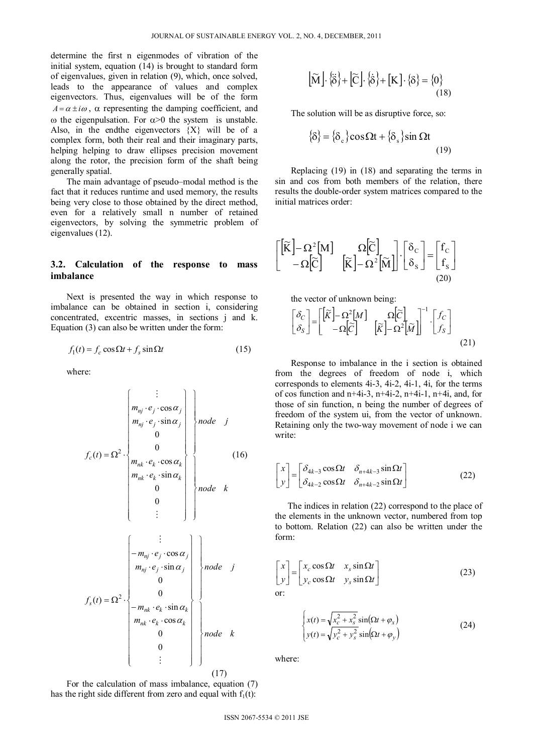determine the first n eigenmodes of vibration of the initial system, equation (14) is brought to standard form of eigenvalues, given in relation (9), which, once solved, leads to the appearance of values and complex eigenvectors. Thus, eigenvalues will be of the form $A = \alpha \pm i\omega$, α representing the damping coefficient, and ω the eigenpulsation. For α>0 the system is unstable. Also, in the endthe eigenvectors {X} will be of a complex form, both their real and their imaginary parts, helping helping to draw ellipses precision movement along the rotor, the precision form of the shaft being generally spatial.

The main advantage of pseudo–modal method is the fact that it reduces runtime and used memory, the results being very close to those obtained by the direct method, even for a relatively small n number of retained eigenvectors, by solving the symmetric problem of eigenvalues (12).

### 3.2. Calculation of the response to mass imbalance

Next is presented the way in which response to imbalance can be obtained in section i, considering concentrated, excentric masses, in sections j and k. Equation (3) can also be written under the form:

$$f_1(t) = f_c \cos\Omega t + f_s \sin\Omega t \tag{15}$$

where:

$$f_c(t) = \Omega^2 \cdot \begin{Bmatrix} \vdots \\ m_{nj} \cdot e_j \cdot \cos\alpha_j \\ m_{nj} \cdot e_j \cdot \sin\alpha_j \\ 0 \\ 0 \\ m_{nk} \cdot e_k \cdot \cos\alpha_k \\ m_{nk} \cdot e_k \cdot \sin\alpha_k \\ 0 \\ 0 \\ \vdots \end{Bmatrix} \begin{matrix} \\ \left.\begin{matrix} \\ \\ \\ \\ \end{matrix}\right\} node \quad j \\ \left.\begin{matrix} \\ \\ \\ \\ \end{matrix}\right\} node \quad k \\ \\ \end{matrix} \tag{16}$$

$$f_s(t) = \Omega^2 \cdot \begin{Bmatrix} \vdots \\ -m_{nj} \cdot e_j \cdot \cos\alpha_j \\ m_{nj} \cdot e_j \cdot \sin\alpha_j \\ 0 \\ 0 \\ -m_{nk} \cdot e_k \cdot \sin\alpha_k \\ m_{nk} \cdot e_k \cdot \cos\alpha_k \\ 0 \\ 0 \\ \vdots \end{Bmatrix} \begin{matrix} \\ \left.\begin{matrix} \\ \\ \\ \\ \end{matrix}\right\} node \quad j \\ \left.\begin{matrix} \\ \\ \\ \\ \end{matrix}\right\} node \quad k \\ \\ \end{matrix} \tag{17}$$

For the calculation of mass imbalance, equation (7) has the right side different from zero and equal with $f_1(t)$:

$$\left[\widetilde{M}\right] \cdot \left\{\ddot{\delta}\right\} + \left[\widetilde{C}\right] \cdot \left\{\dot{\delta}\right\} + \left[K\right] \cdot \left\{\delta\right\} = \left\{0\right\} \tag{18}$$

The solution will be as disruptive force, so:

$$\left\{\delta\right\} = \left\{\delta_c\right\}\cos\Omega t + \left\{\delta_s\right\}\sin\Omega t \tag{19}$$

Replacing (19) in (18) and separating the terms in sin and cos from both members of the relation, there results the double-order system matrices compared to the initial matrices order:

$$\begin{bmatrix} \left[\widetilde{K}\right] - \Omega^2\left[M\right] & \Omega\left[\widetilde{C}\right] \\ -\Omega\left[\widetilde{C}\right] & \left[\widetilde{K}\right] - \Omega^2\left[\widetilde{M}\right] \end{bmatrix} \cdot \begin{bmatrix} \delta_C \\ \delta_S \end{bmatrix} = \begin{bmatrix} f_C \\ f_S \end{bmatrix} \tag{20}$$

the vector of unknown being:

$$\begin{bmatrix} \delta_C \\ \delta_S \end{bmatrix} = \begin{bmatrix} \left[\widetilde{K}\right] - \Omega^2\left[M\right] & \Omega\left[\widetilde{C}\right] \\ -\Omega\left[\widetilde{C}\right] & \left[\widetilde{K}\right] - \Omega^2\left[\widetilde{M}\right] \end{bmatrix}^{-1} \cdot \begin{bmatrix} f_C \\ f_S \end{bmatrix} \tag{21}$$

Response to imbalance in the i section is obtained from the degrees of freedom of node i, which corresponds to elements 4i-3, 4i-2, 4i-1, 4i, for the terms of cos function and n+4i-3, n+4i-2, n+4i-1, n+4i, and, for those of sin function, n being the number of degrees of freedom of the system ui, from the vector of unknown. Retaining only the two-way movement of node i we can write:

$$\begin{bmatrix} x \\ y \end{bmatrix} = \begin{bmatrix} \delta_{4k-3}\cos\Omega t & \delta_{n+4k-3}\sin\Omega t \\ \delta_{4k-2}\cos\Omega t & \delta_{n+4k-2}\sin\Omega t \end{bmatrix} \tag{22}$$

The indices in relation (22) correspond to the place of the elements in the unknown vector, numbered from top to bottom. Relation (22) can also be written under the form:

$$\begin{bmatrix} x \\ y \end{bmatrix} = \begin{bmatrix} x_c\cos\Omega t & x_s\sin\Omega t \\ y_c\cos\Omega t & y_s\sin\Omega t \end{bmatrix} \tag{23}$$

or:

$$\begin{cases} x(t) = \sqrt{x_c^2 + x_s^2}\sin\left(\Omega t + \varphi_x\right) \\ y(t) = \sqrt{y_c^2 + y_s^2}\sin\left(\Omega t + \varphi_y\right) \end{cases} \tag{24}$$

where: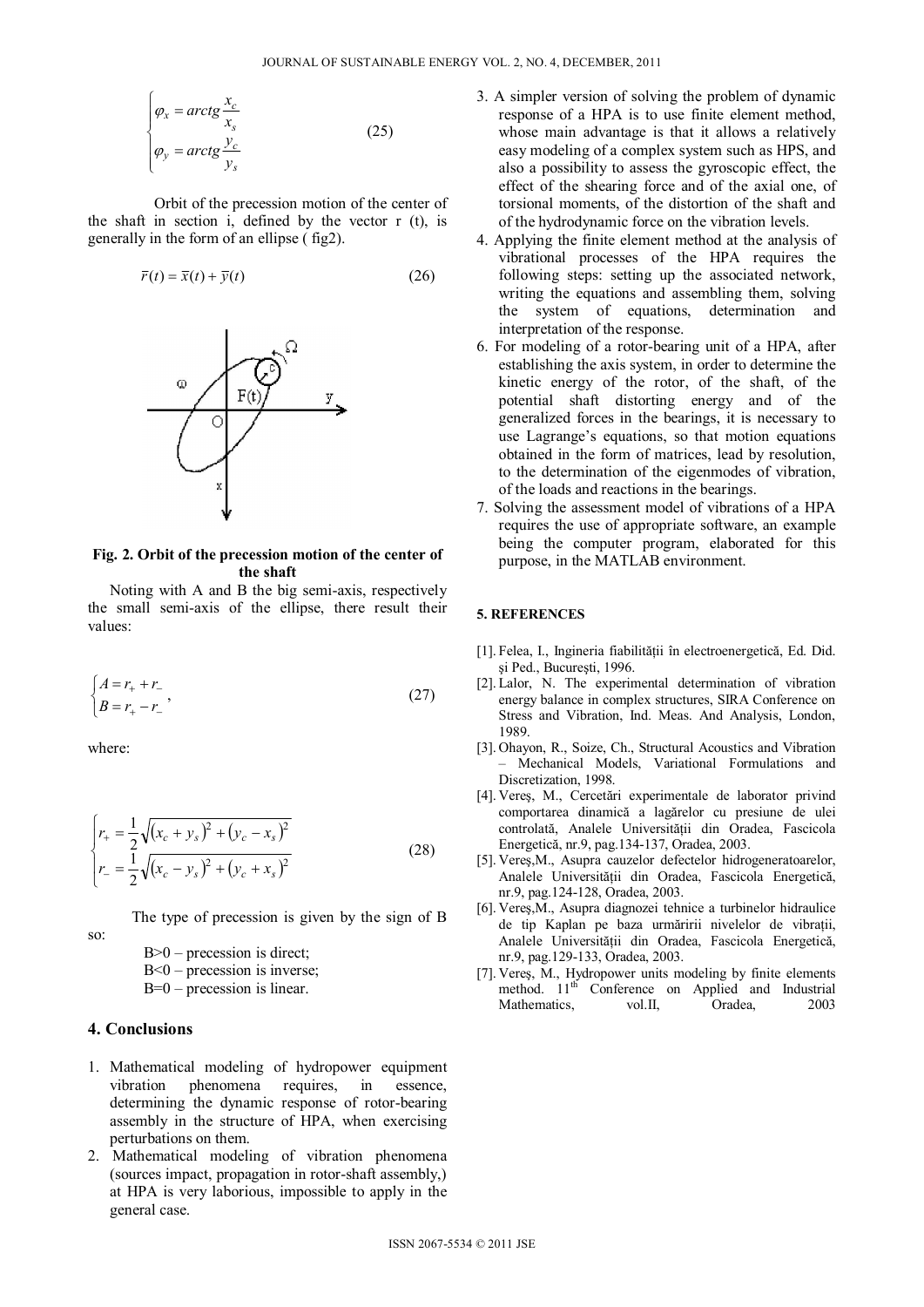$$\begin{cases} \varphi_x = arctg\dfrac{x_c}{x_s} \\ \varphi_y = arctg\dfrac{y_c}{y_s} \end{cases} \tag{25}$$

Orbit of the precession motion of the center of the shaft in section i, defined by the vector r (t), is generally in the form of an ellipse ( fig2).

$$\bar{r}(t) = \bar{x}(t) + \bar{y}(t) \tag{26}$$

Ω
ω
F(t)
c
y
O
x

**Fig. 2. Orbit of the precession motion of the center of the shaft**

Noting with A and B the big semi-axis, respectively the small semi-axis of the ellipse, there result their values:

$$\begin{cases} A = r_+ + r_- \\ B = r_+ - r_- \end{cases}, \tag{27}$$

where:

$$\begin{cases} r_+ = \dfrac{1}{2}\sqrt{(x_c + y_s)^2 + (y_c - x_s)^2} \\ r_- = \dfrac{1}{2}\sqrt{(x_c - y_s)^2 + (y_c + x_s)^2} \end{cases} \tag{28}$$

The type of precession is given by the sign of B so:

B>0 – precession is direct;
B<0 – precession is inverse;
B=0 – precession is linear.

## 4. Conclusions

1. Mathematical modeling of hydropower equipment vibration phenomena requires, in essence, determining the dynamic response of rotor-bearing assembly in the structure of HPA, when exercising perturbations on them.
2. Mathematical modeling of vibration phenomena (sources impact, propagation in rotor-shaft assembly,) at HPA is very laborious, impossible to apply in the general case.
3. A simpler version of solving the problem of dynamic response of a HPA is to use finite element method, whose main advantage is that it allows a relatively easy modeling of a complex system such as HPS, and also a possibility to assess the gyroscopic effect, the effect of the shearing force and of the axial one, of torsional moments, of the distortion of the shaft and of the hydrodynamic force on the vibration levels.
4. Applying the finite element method at the analysis of vibrational processes of the HPA requires the following steps: setting up the associated network, writing the equations and assembling them, solving the system of equations, determination and interpretation of the response.
6. For modeling of a rotor-bearing unit of a HPA, after establishing the axis system, in order to determine the kinetic energy of the rotor, of the shaft, of the potential shaft distorting energy and of the generalized forces in the bearings, it is necessary to use Lagrange's equations, so that motion equations obtained in the form of matrices, lead by resolution, to the determination of the eigenmodes of vibration, of the loads and reactions in the bearings.
7. Solving the assessment model of vibrations of a HPA requires the use of appropriate software, an example being the computer program, elaborated for this purpose, in the MATLAB environment.

### 5. REFERENCES

[1]. Felea, I., Ingineria fiabilității în electroenergetică, Ed. Did. şi Ped., Bucureşti, 1996.
[2]. Lalor, N. The experimental determination of vibration energy balance in complex structures, SIRA Conference on Stress and Vibration, Ind. Meas. And Analysis, London, 1989.
[3]. Ohayon, R., Soize, Ch., Structural Acoustics and Vibration – Mechanical Models, Variational Formulations and Discretization, 1998.
[4]. Vereş, M., Cercetări experimentale de laborator privind comportarea dinamică a lagărelor cu presiune de ulei controlată, Analele Universităţii din Oradea, Fascicola Energetică, nr.9, pag.134-137, Oradea, 2003.
[5]. Vereş,M., Asupra cauzelor defectelor hidrogeneratoarelor, Analele Universităţii din Oradea, Fascicola Energetică, nr.9, pag.124-128, Oradea, 2003.
[6]. Vereş,M., Asupra diagnozei tehnice a turbinelor hidraulice de tip Kaplan pe baza urmăririi nivelelor de vibraţii, Analele Universităţii din Oradea, Fascicola Energetică, nr.9, pag.129-133, Oradea, 2003.
[7]. Vereş, M., Hydropower units modeling by finite elements method. 11th Conference on Applied and Industrial Mathematics, vol.II, Oradea, 2003